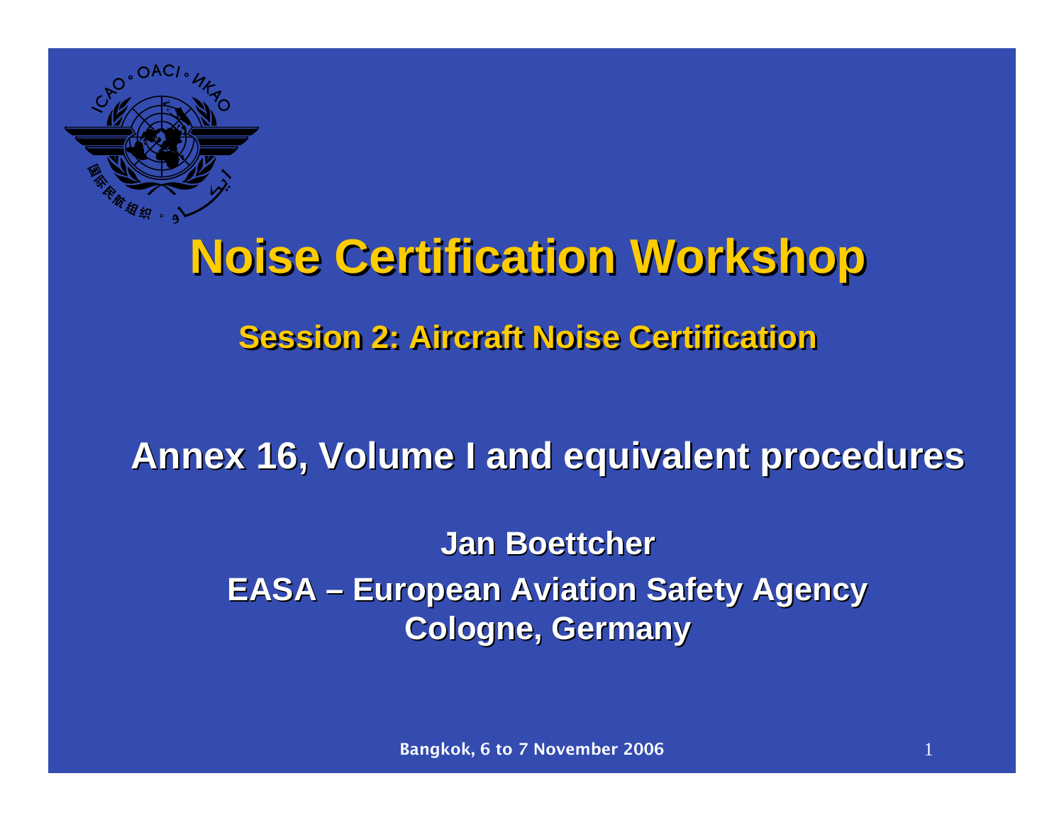# Noise Certification Workshop

## Session 2: Aircraft Noise Certification

**Annex 16, Volume I and equivalent procedures**

**Jan Boettcher**

**EASA – European Aviation Safety Agency**

**Cologne, Germany**

**Bangkok, 6 to 7 November 2006**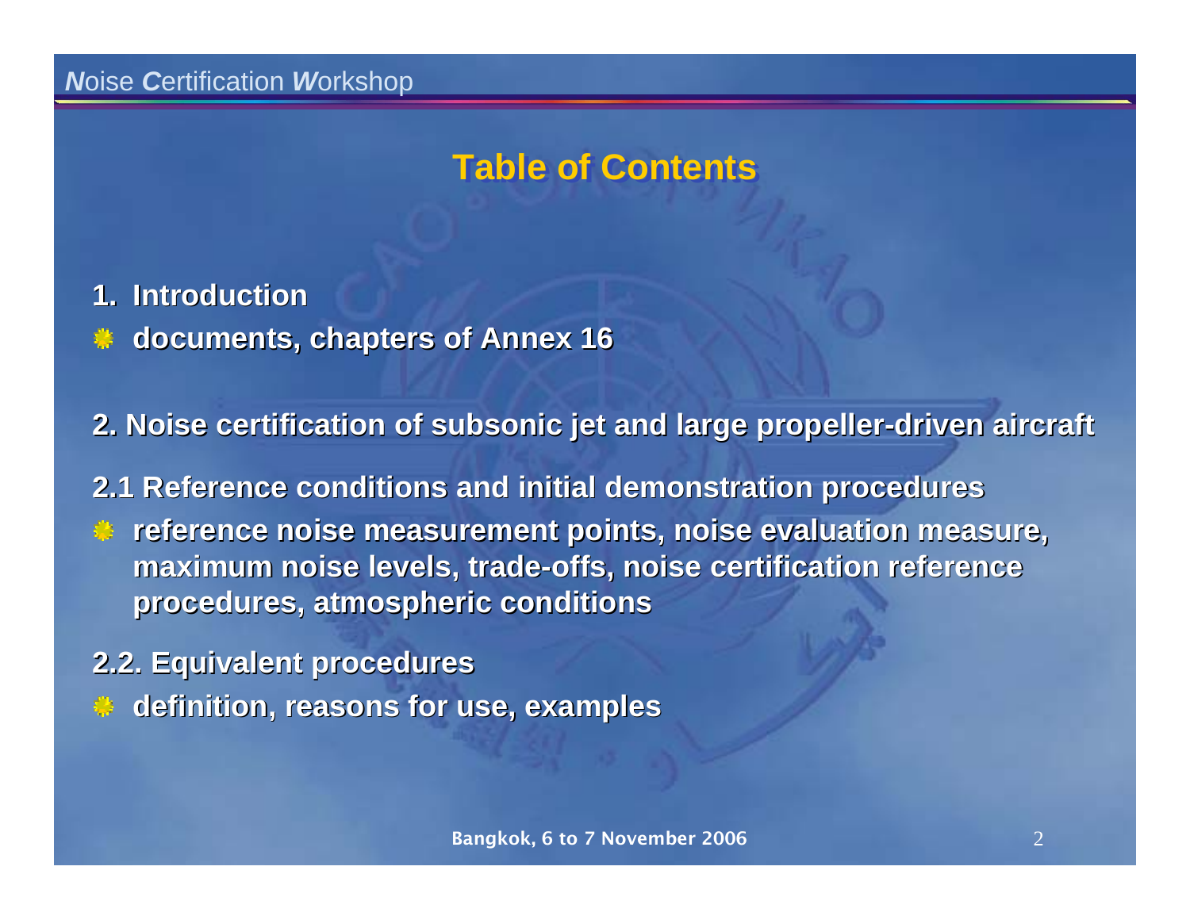# Table of Contents

**1. Introduction**

- **documents, chapters of Annex 16**

**2. Noise certification of subsonic jet and large propeller-driven aircraft**

**2.1 Reference conditions and initial demonstration procedures**

- **reference noise measurement points, noise evaluation measure, maximum noise levels, trade-offs, noise certification reference procedures, atmospheric conditions**

**2.2. Equivalent procedures**

- **definition, reasons for use, examples**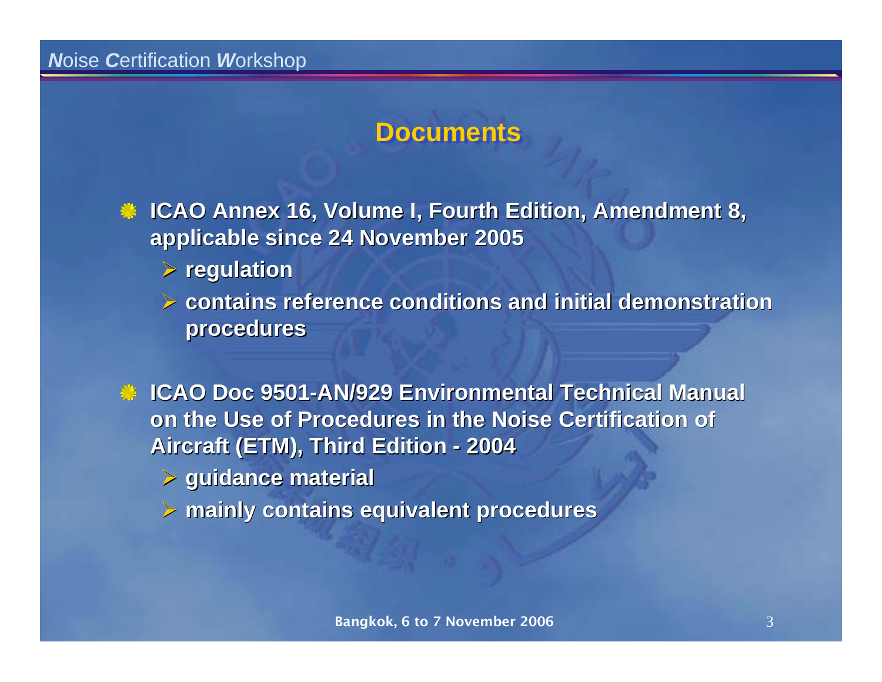# Documents

- ICAO Annex 16, Volume I, Fourth Edition, Amendment 8, applicable since 24 November 2005
  - regulation
  - contains reference conditions and initial demonstration procedures
- ICAO Doc 9501-AN/929 Environmental Technical Manual on the Use of Procedures in the Noise Certification of Aircraft (ETM), Third Edition - 2004
  - guidance material
  - mainly contains equivalent procedures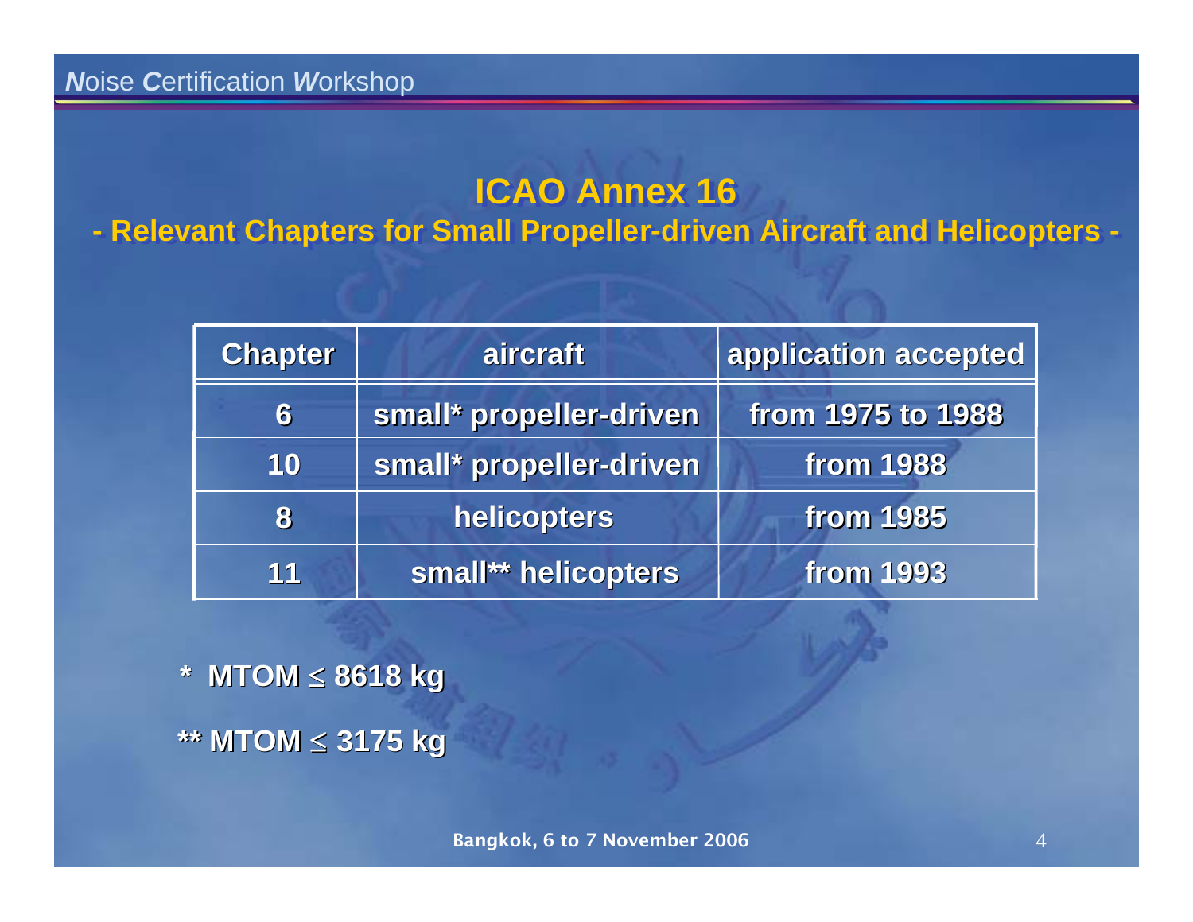# ICAO Annex 16

## - Relevant Chapters for Small Propeller-driven Aircraft and Helicopters -

| Chapter | aircraft | application accepted |
|---|---|---|
| 6 | small* propeller-driven | from 1975 to 1988 |
| 10 | small* propeller-driven | from 1988 |
| 8 | helicopters | from 1985 |
| 11 | small** helicopters | from 1993 |

**\* MTOM ≤ 8618 kg**

**\*\* MTOM ≤ 3175 kg**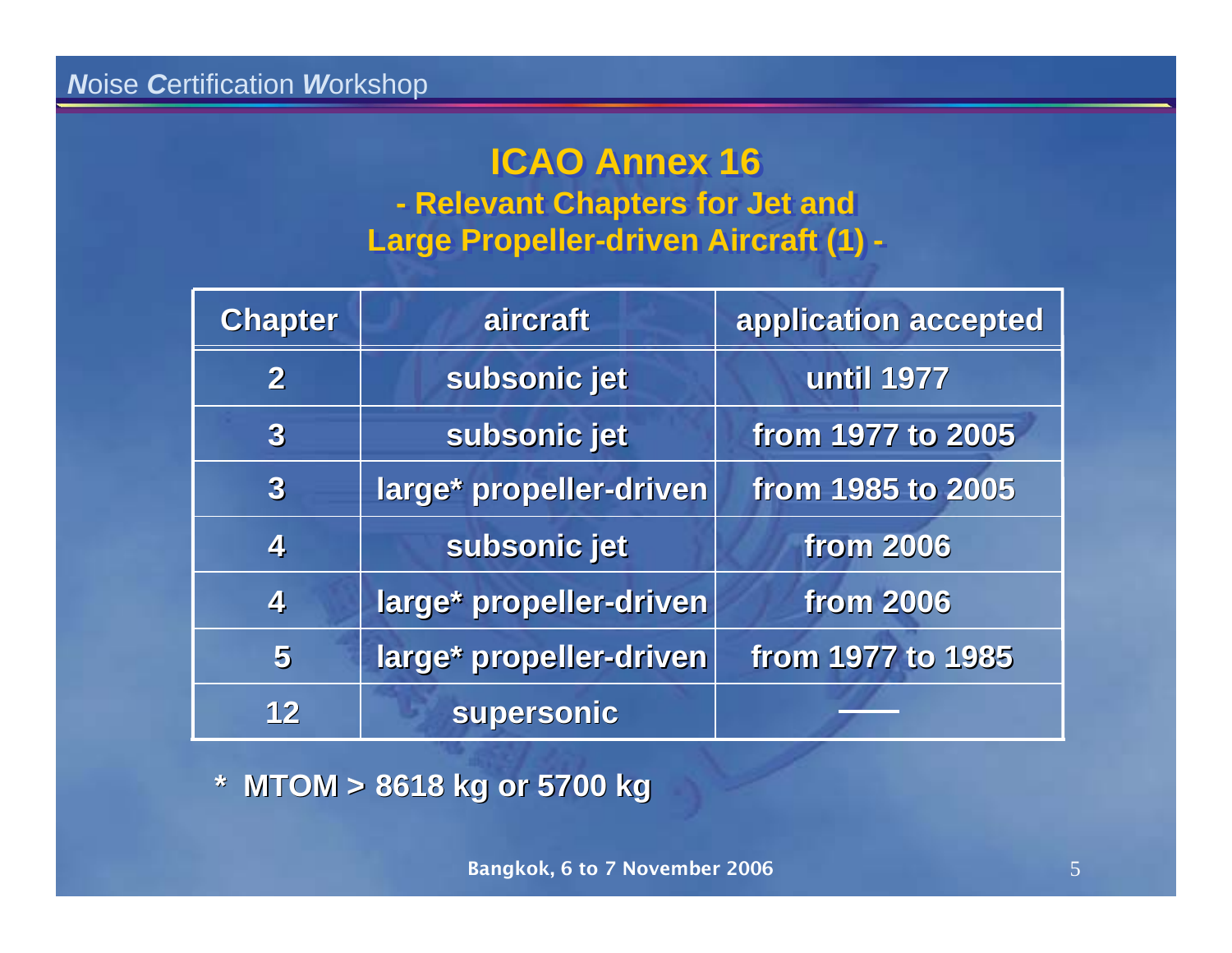# ICAO Annex 16

## - Relevant Chapters for Jet and Large Propeller-driven Aircraft (1) -

| Chapter | aircraft | application accepted |
|---|---|---|
| 2 | subsonic jet | until 1977 |
| 3 | subsonic jet | from 1977 to 2005 |
| 3 | large* propeller-driven | from 1985 to 2005 |
| 4 | subsonic jet | from 2006 |
| 4 | large* propeller-driven | from 2006 |
| 5 | large* propeller-driven | from 1977 to 1985 |
| 12 | supersonic | — |

**\* MTOM > 8618 kg or 5700 kg**

Bangkok, 6 to 7 November 2006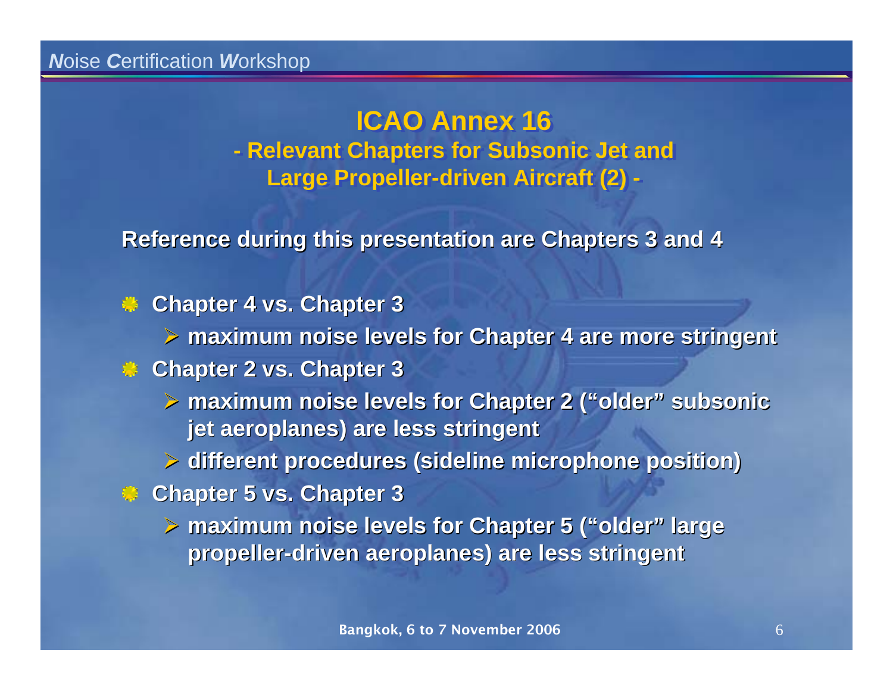## ICAO Annex 16

### - Relevant Chapters for Subsonic Jet and Large Propeller-driven Aircraft (2) -

**Reference during this presentation are Chapters 3 and 4**

- **Chapter 4 vs. Chapter 3**
  - **maximum noise levels for Chapter 4 are more stringent**
- **Chapter 2 vs. Chapter 3**
  - **maximum noise levels for Chapter 2 ("older" subsonic jet aeroplanes) are less stringent**
  - **different procedures (sideline microphone position)**
- **Chapter 5 vs. Chapter 3**
  - **maximum noise levels for Chapter 5 ("older" large propeller-driven aeroplanes) are less stringent**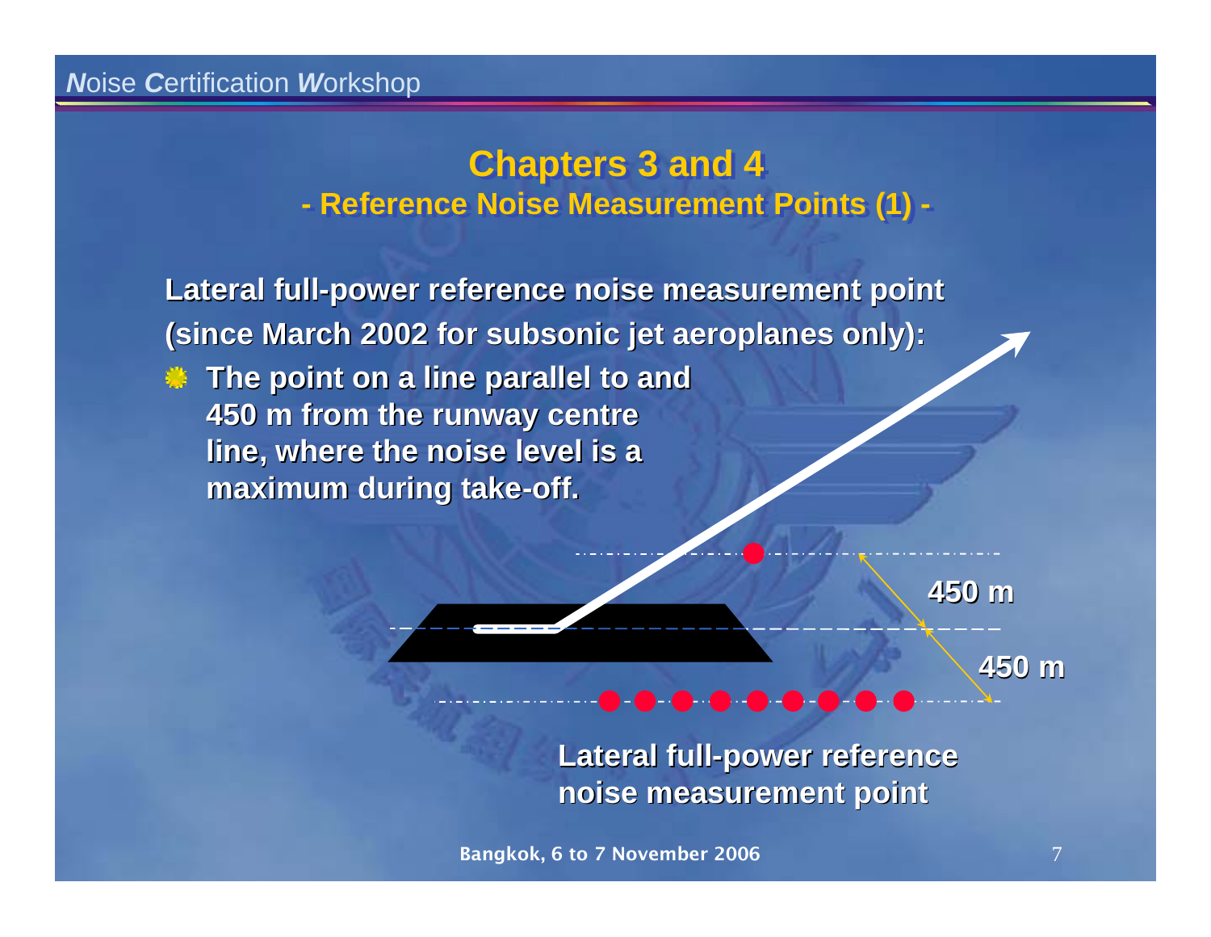## Chapters 3 and 4

### - Reference Noise Measurement Points (1) -

**Lateral full-power reference noise measurement point (since March 2002 for subsonic jet aeroplanes only):**

- **The point on a line parallel to and 450 m from the runway centre line, where the noise level is a maximum during take-off.**

450 m

450 m

**Lateral full-power reference noise measurement point**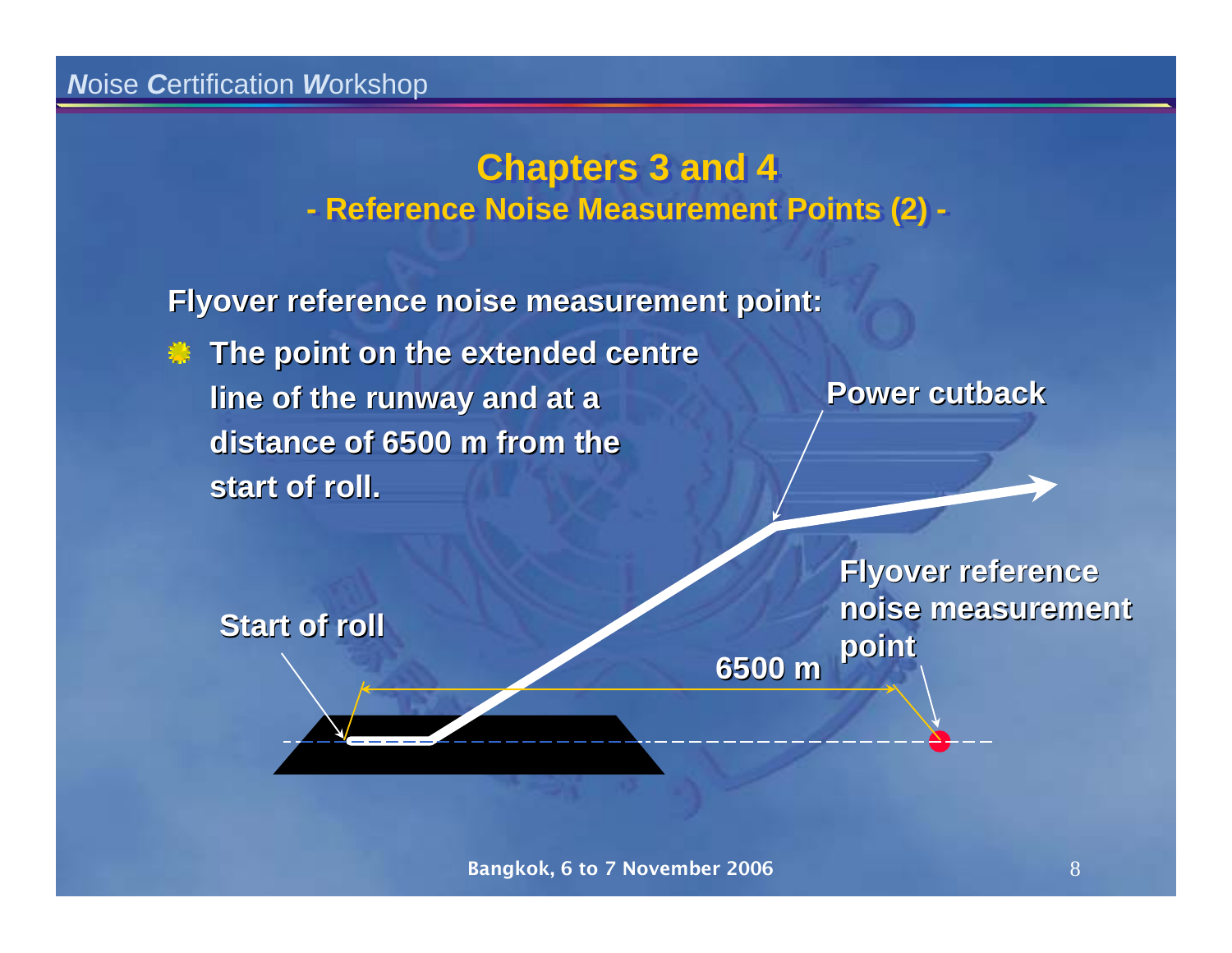## Chapters 3 and 4

### - Reference Noise Measurement Points (2) -

**Flyover reference noise measurement point:**

- **The point on the extended centre line of the runway and at a distance of 6500 m from the start of roll.**

Power cutback

Flyover reference noise measurement point

Start of roll

6500 m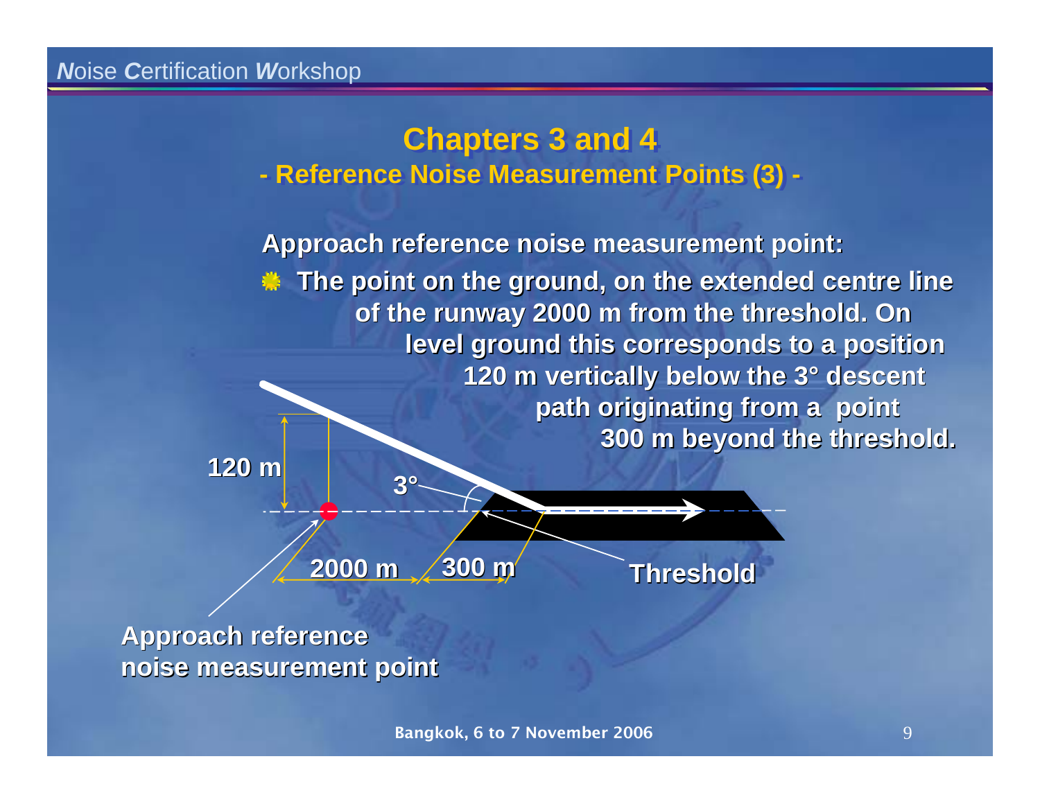# Chapters 3 and 4

## - Reference Noise Measurement Points (3) -

**Approach reference noise measurement point:**

- **The point on the ground, on the extended centre line of the runway 2000 m from the threshold. On level ground this corresponds to a position 120 m vertically below the 3° descent path originating from a point 300 m beyond the threshold.**

120 m

3°

2000 m

300 m

Threshold

Approach reference noise measurement point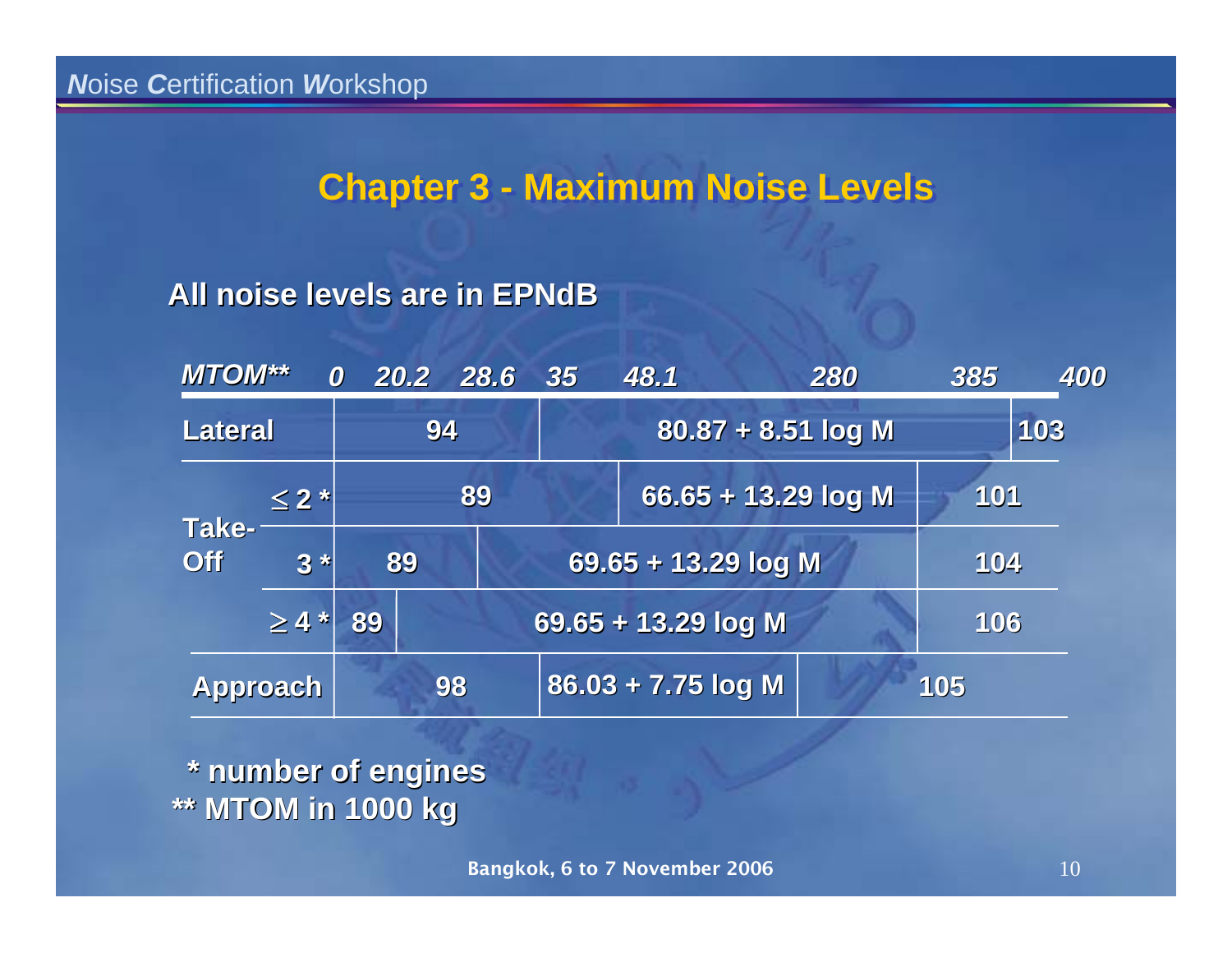## Chapter 3 - Maximum Noise Levels

**All noise levels are in EPNdB**

| *MTOM*** | | *0 – 20.2* | *20.2 – 28.6* | *28.6 – 35* | *35 – 48.1* | *48.1 – 280* | *280 – 385* | *385 – 400* | *> 400* |
|---|---|---|---|---|---|---|---|---|---|
| **Lateral** | | **94** | | | **80.87 + 8.51 log M** | | | | **103** |
| **Take-Off** | **≤ 2 *** | **89** | | | | **66.65 + 13.29 log M** | | **101** | |
| | **3 *** | **89** | | **69.65 + 13.29 log M** | | | | **104** | |
| | **≥ 4 *** | **89** | **69.65 + 13.29 log M** | | | | | **106** | |
| **Approach** | | **98** | | | **86.03 + 7.75 log M** | | **105** | | |

**\* number of engines**
**\*\* MTOM in 1000 kg**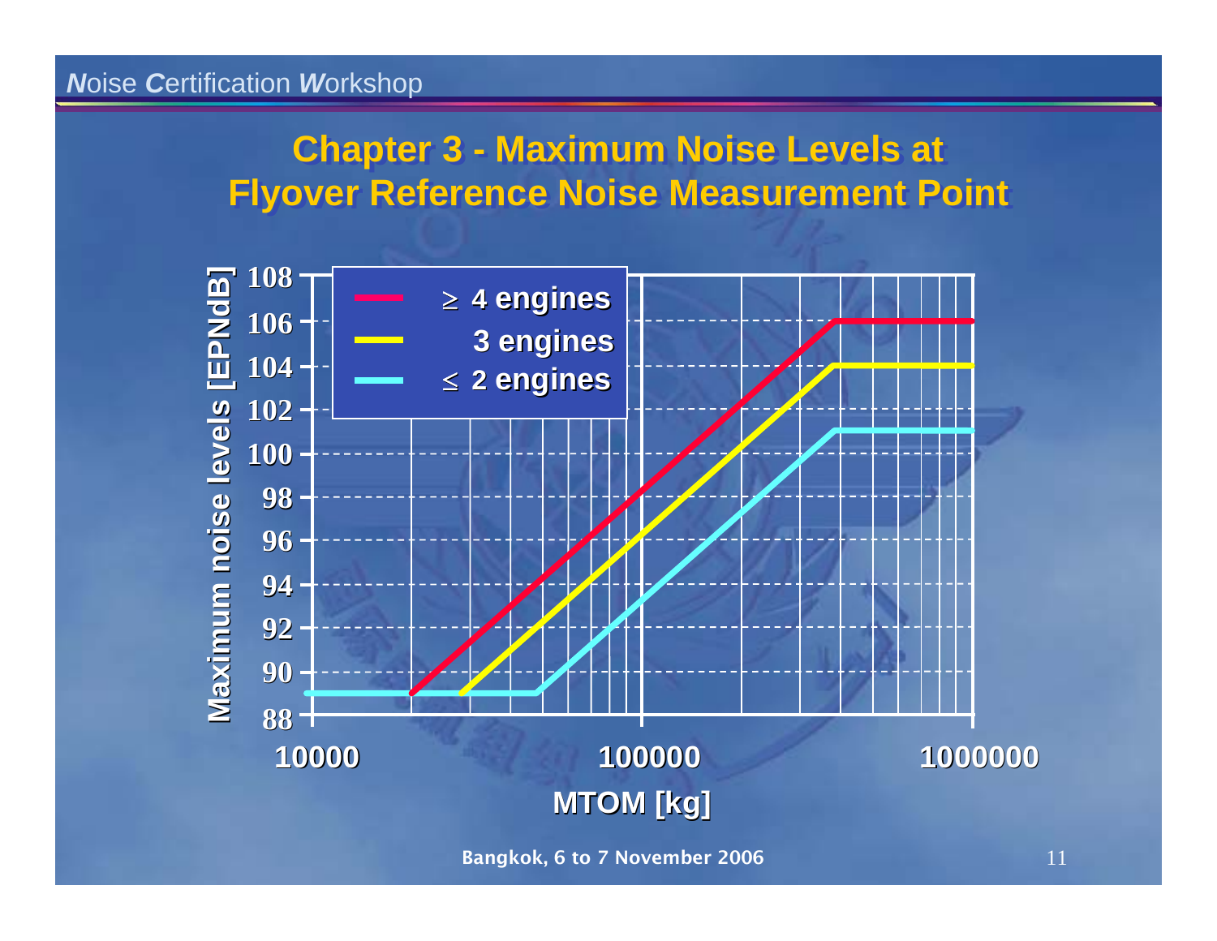# Chapter 3 - Maximum Noise Levels at Flyover Reference Noise Measurement Point

Maximum noise levels [EPNdB]

108, 106, 104, 102, 100, 98, 96, 94, 92, 90, 88

≥ 4 engines

3 engines

≤ 2 engines

10000 100000 1000000

MTOM [kg]

Bangkok, 6 to 7 November 2006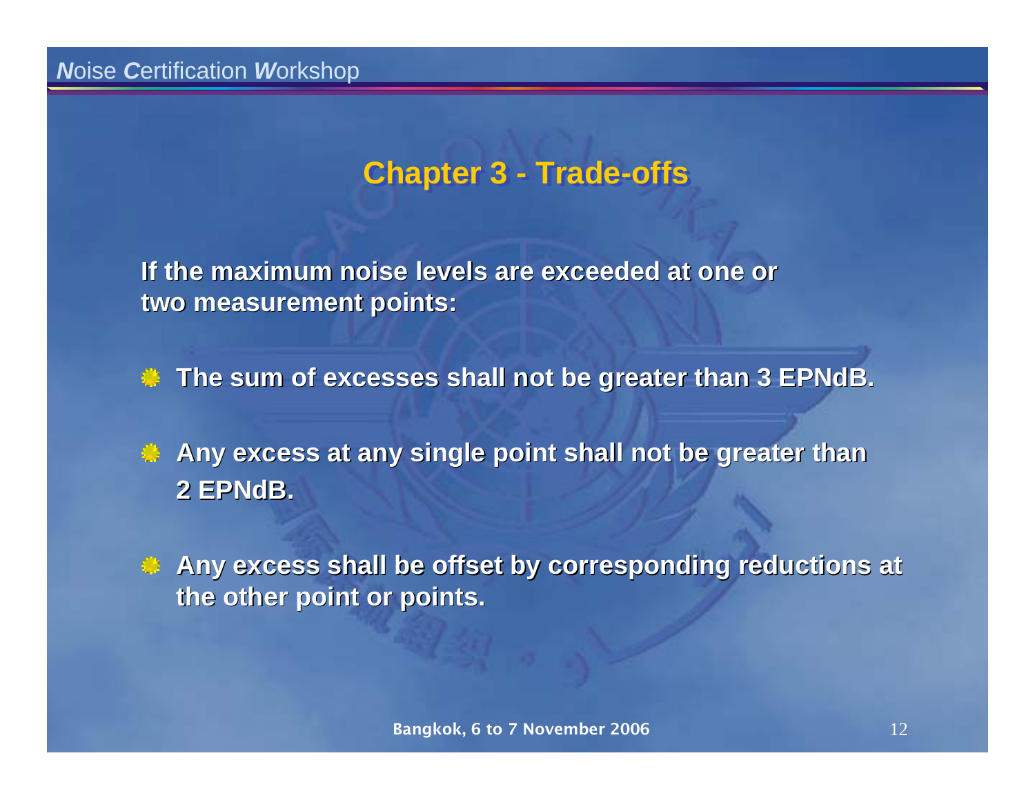## Chapter 3 - Trade-offs

**If the maximum noise levels are exceeded at one or two measurement points:**

- **The sum of excesses shall not be greater than 3 EPNdB.**
- **Any excess at any single point shall not be greater than 2 EPNdB.**
- **Any excess shall be offset by corresponding reductions at the other point or points.**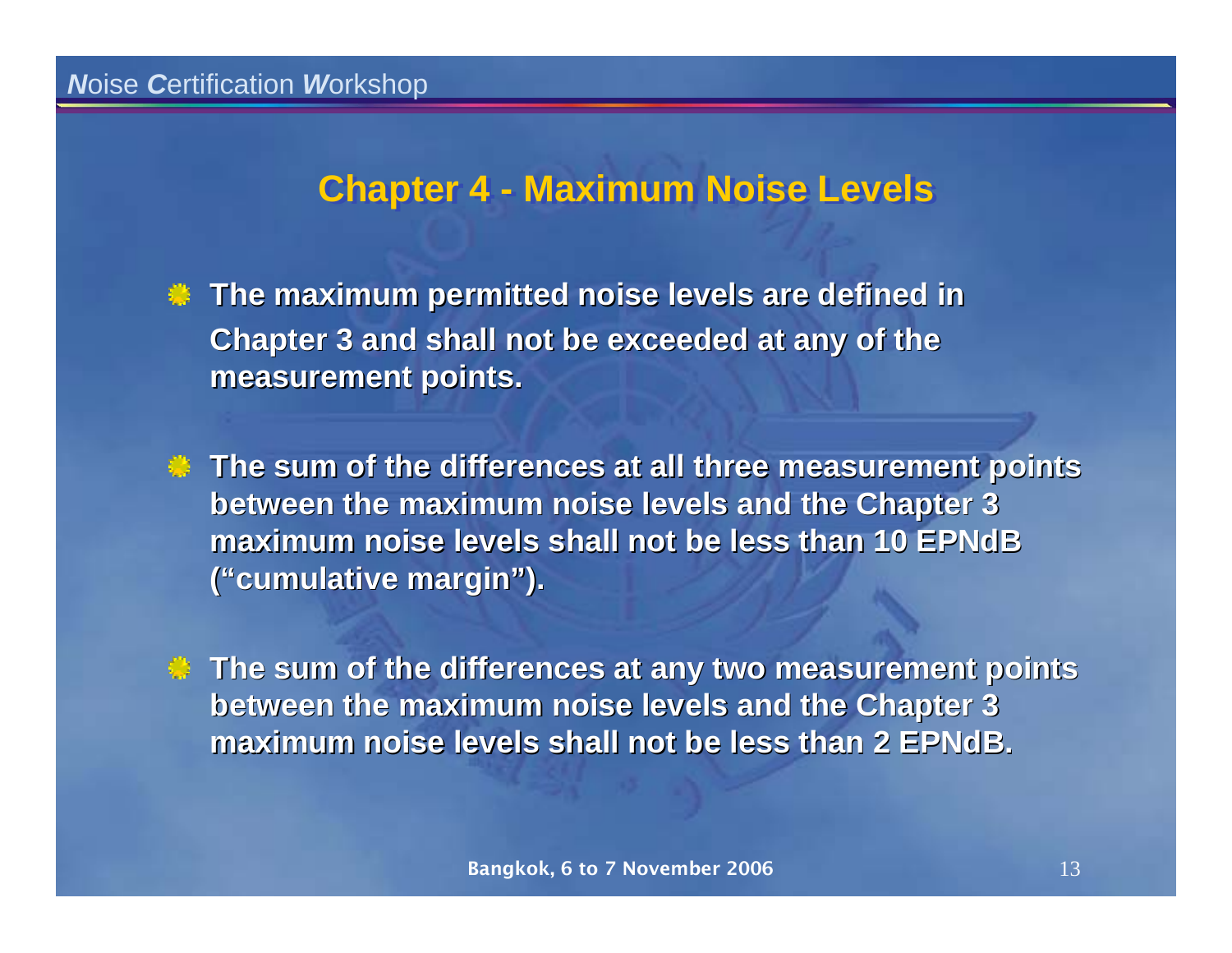## Chapter 4 - Maximum Noise Levels

- **The maximum permitted noise levels are defined in Chapter 3 and shall not be exceeded at any of the measurement points.**
- **The sum of the differences at all three measurement points between the maximum noise levels and the Chapter 3 maximum noise levels shall not be less than 10 EPNdB ("cumulative margin").**
- **The sum of the differences at any two measurement points between the maximum noise levels and the Chapter 3 maximum noise levels shall not be less than 2 EPNdB.**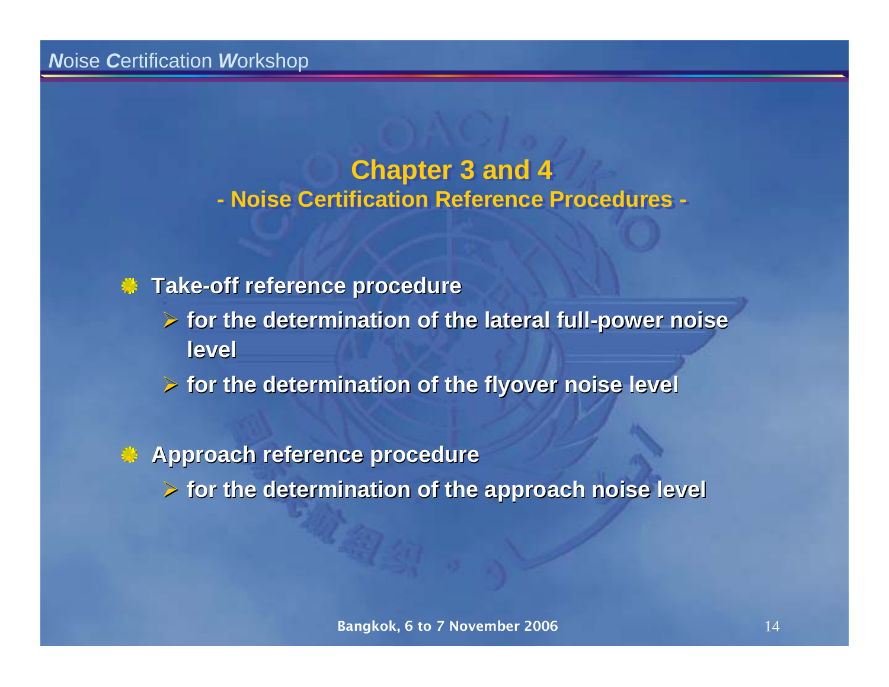## Chapter 3 and 4

### - Noise Certification Reference Procedures -

- **Take-off reference procedure**
  - **for the determination of the lateral full-power noise level**
  - **for the determination of the flyover noise level**
- **Approach reference procedure**
  - **for the determination of the approach noise level**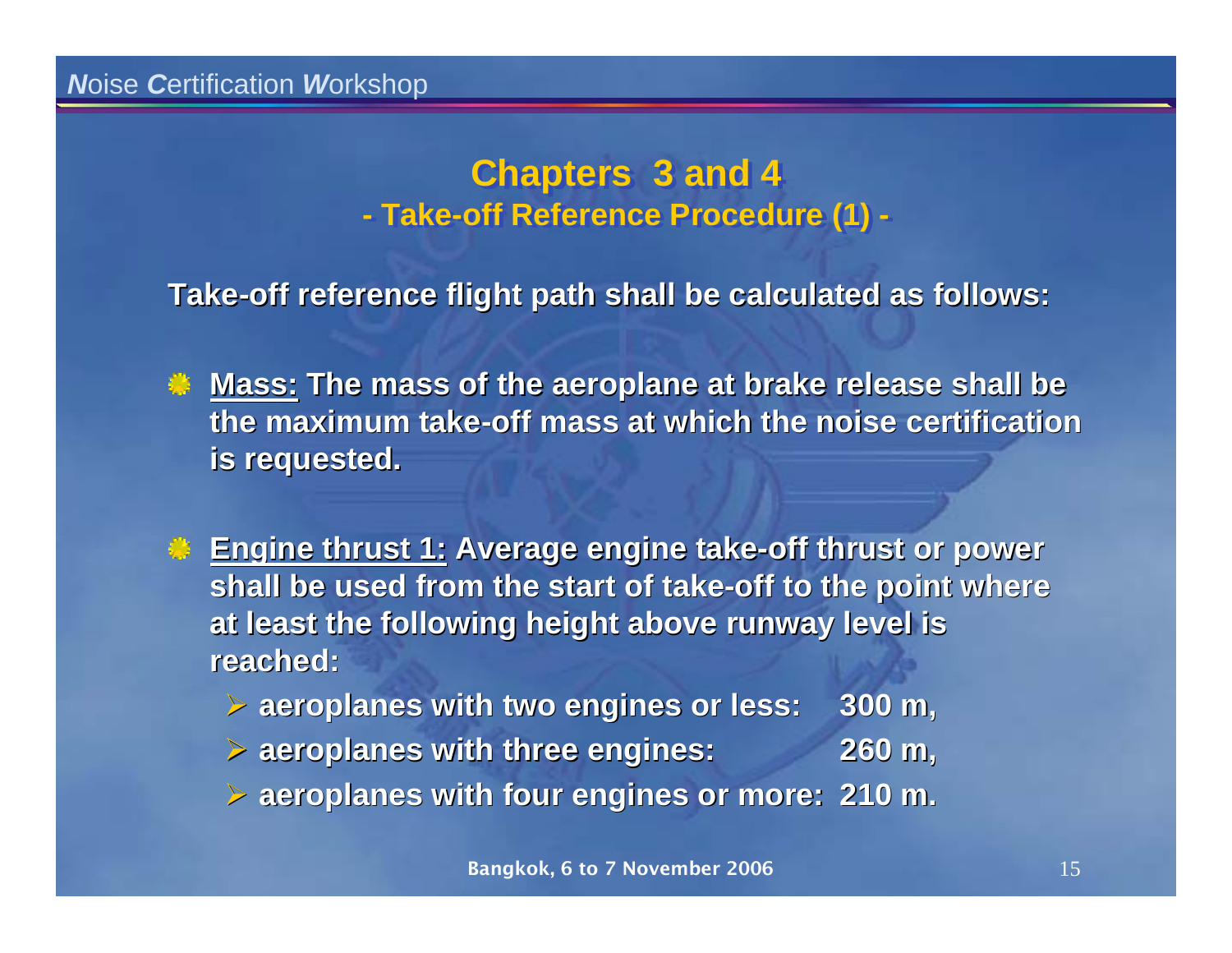## Chapters 3 and 4

### - Take-off Reference Procedure (1) -

**Take-off reference flight path shall be calculated as follows:**

- **<u>Mass:</u> The mass of the aeroplane at brake release shall be the maximum take-off mass at which the noise certification is requested.**

- **<u>Engine thrust 1:</u> Average engine take-off thrust or power shall be used from the start of take-off to the point where at least the following height above runway level is reached:**
  - **aeroplanes with two engines or less: 300 m,**
  - **aeroplanes with three engines: 260 m,**
  - **aeroplanes with four engines or more: 210 m.**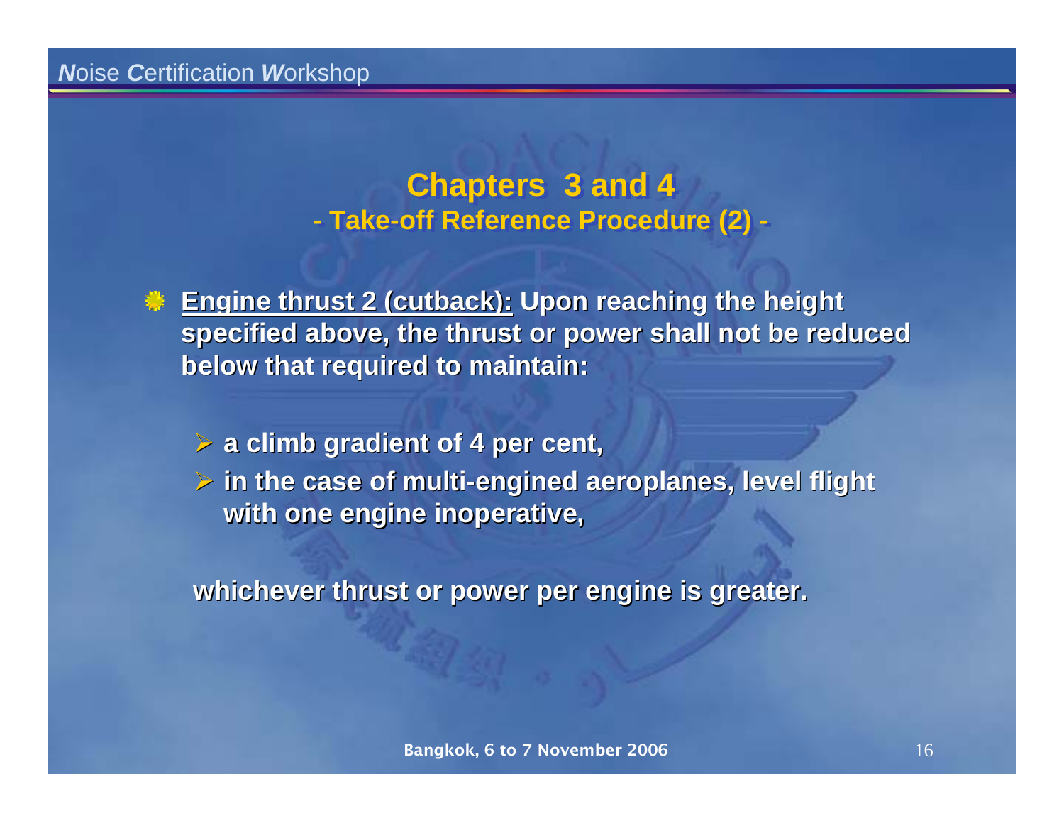## Chapters 3 and 4

### - Take-off Reference Procedure (2) -

- **Engine thrust 2 (cutback):** Upon reaching the height specified above, the thrust or power shall not be reduced below that required to maintain:

  - a climb gradient of 4 per cent,
  - in the case of multi-engined aeroplanes, level flight with one engine inoperative,

  whichever thrust or power per engine is greater.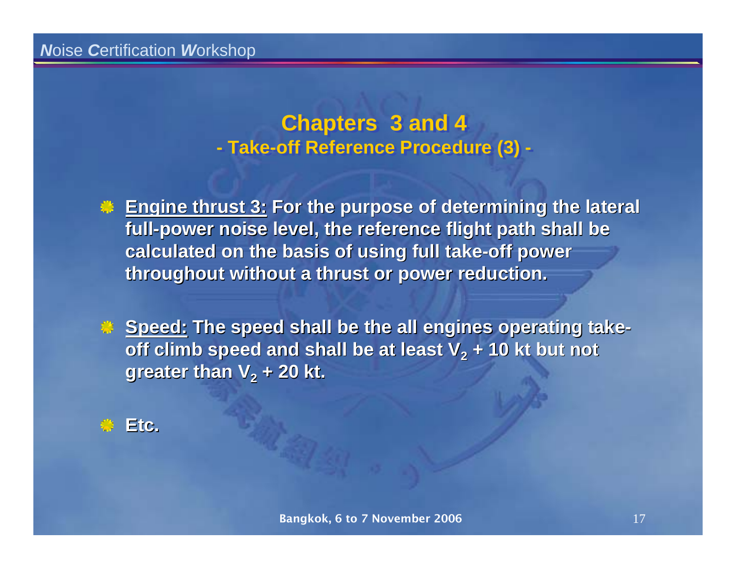## Chapters 3 and 4

### - Take-off Reference Procedure (3) -

- **Engine thrust 3:** **For the purpose of determining the lateral full-power noise level, the reference flight path shall be calculated on the basis of using full take-off power throughout without a thrust or power reduction.**

- **Speed:** **The speed shall be the all engines operating take-off climb speed and shall be at least $V_2$ + 10 kt but not greater than $V_2$ + 20 kt.**

- **Etc.**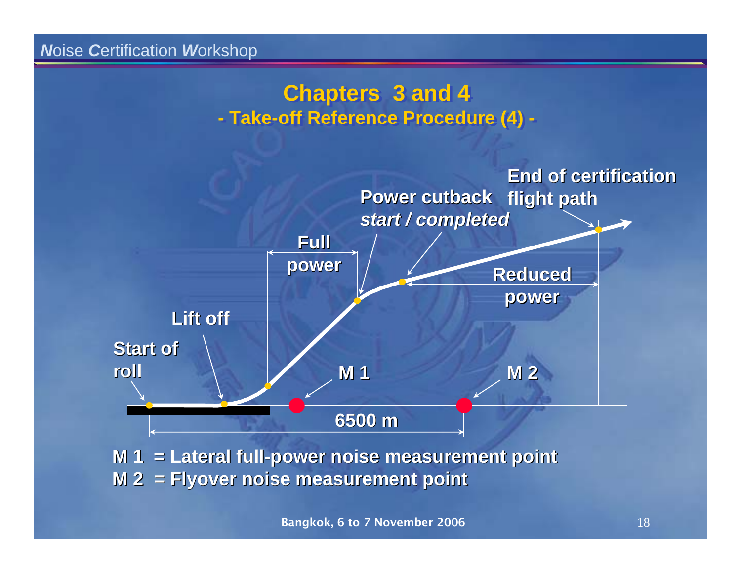# Chapters 3 and 4

## - Take-off Reference Procedure (4) -

Start of roll

Lift off

Full power

Power cutback *start / completed*

End of certification flight path

Reduced power

M 1

M 2

6500 m

**M 1 = Lateral full-power noise measurement point**
**M 2 = Flyover noise measurement point**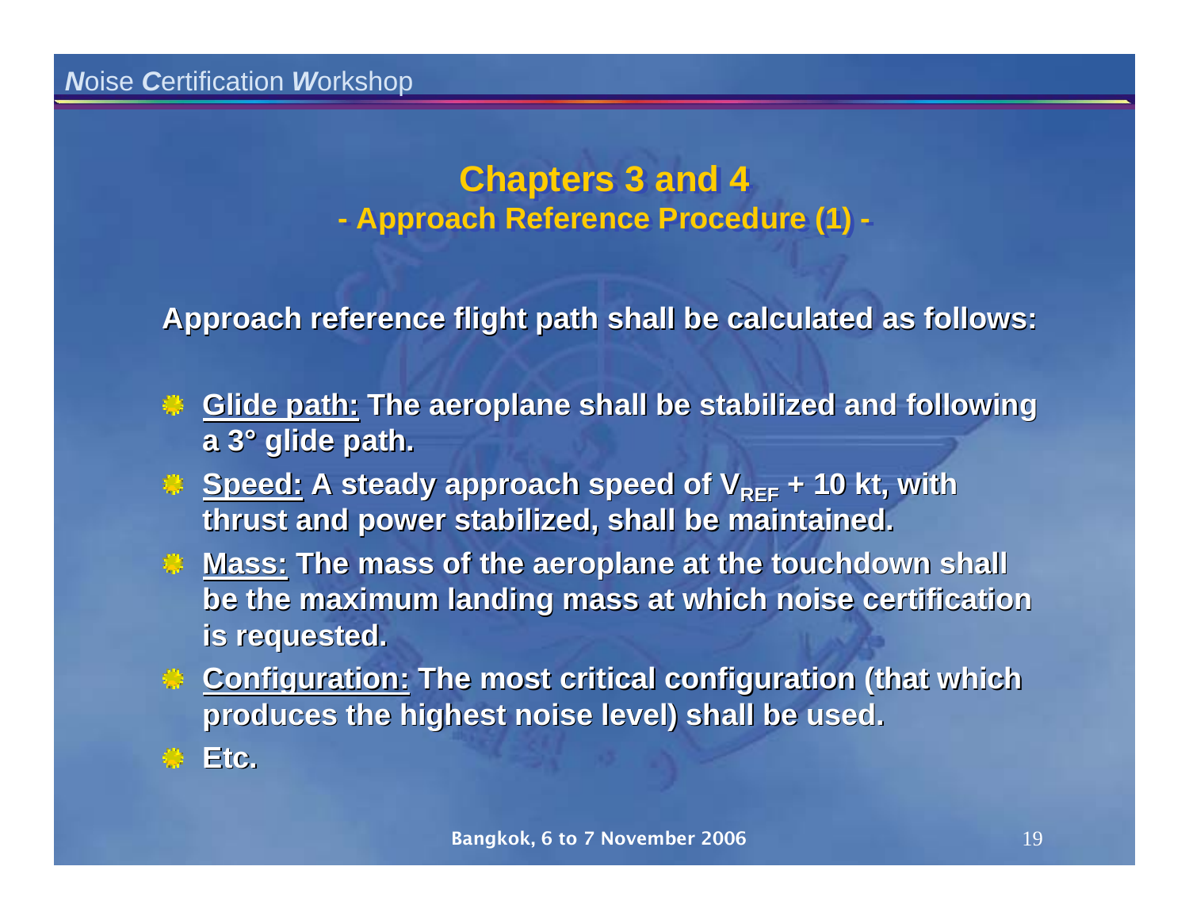## Chapters 3 and 4

### - Approach Reference Procedure (1) -

**Approach reference flight path shall be calculated as follows:**

- **Glide path:** The aeroplane shall be stabilized and following a 3° glide path.
- **Speed:** A steady approach speed of $V_{REF}$ + 10 kt, with thrust and power stabilized, shall be maintained.
- **Mass:** The mass of the aeroplane at the touchdown shall be the maximum landing mass at which noise certification is requested.
- **Configuration:** The most critical configuration (that which produces the highest noise level) shall be used.
- **Etc.**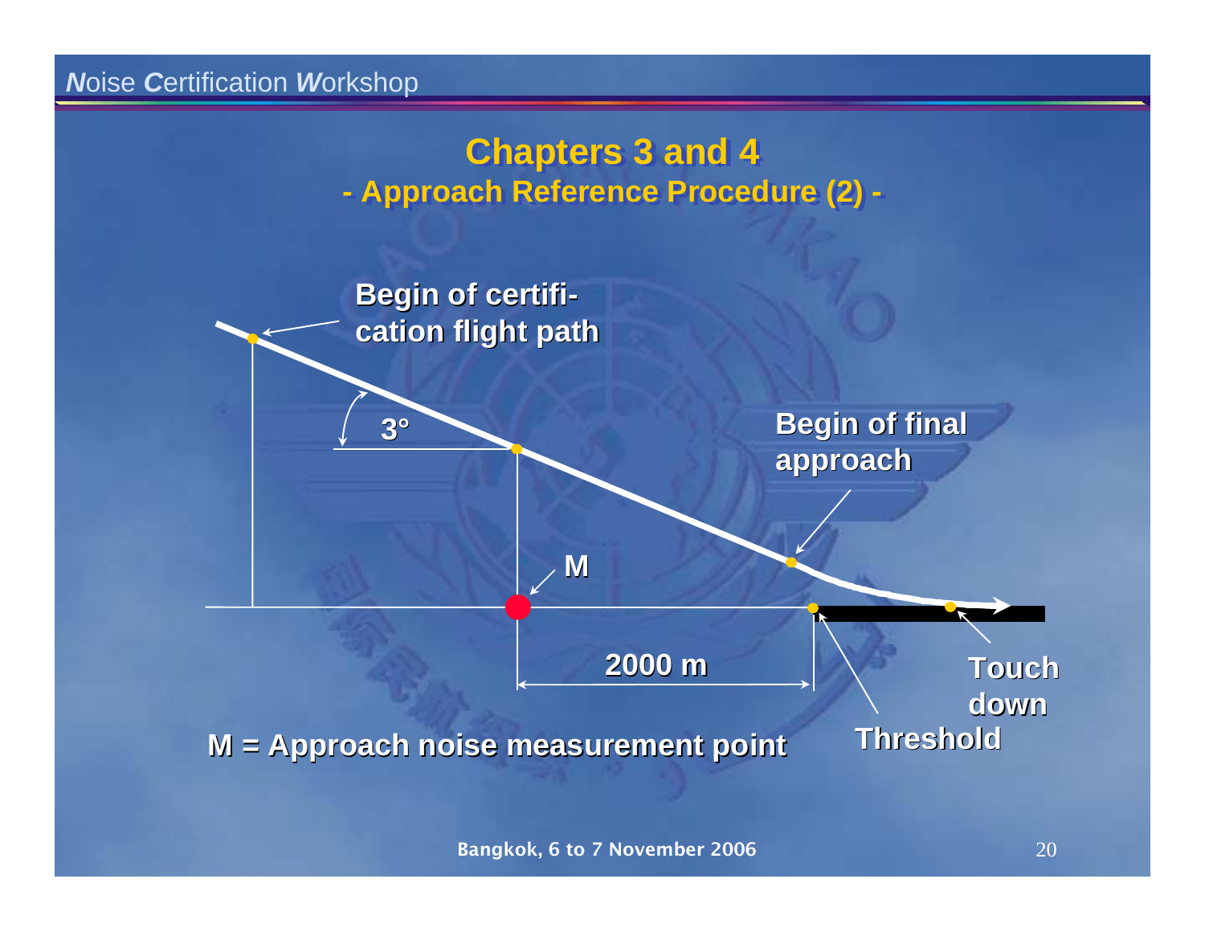## Chapters 3 and 4

### - Approach Reference Procedure (2) -

Begin of certification flight path

3°

Begin of final approach

M

2000 m

Touch down

Threshold

M = Approach noise measurement point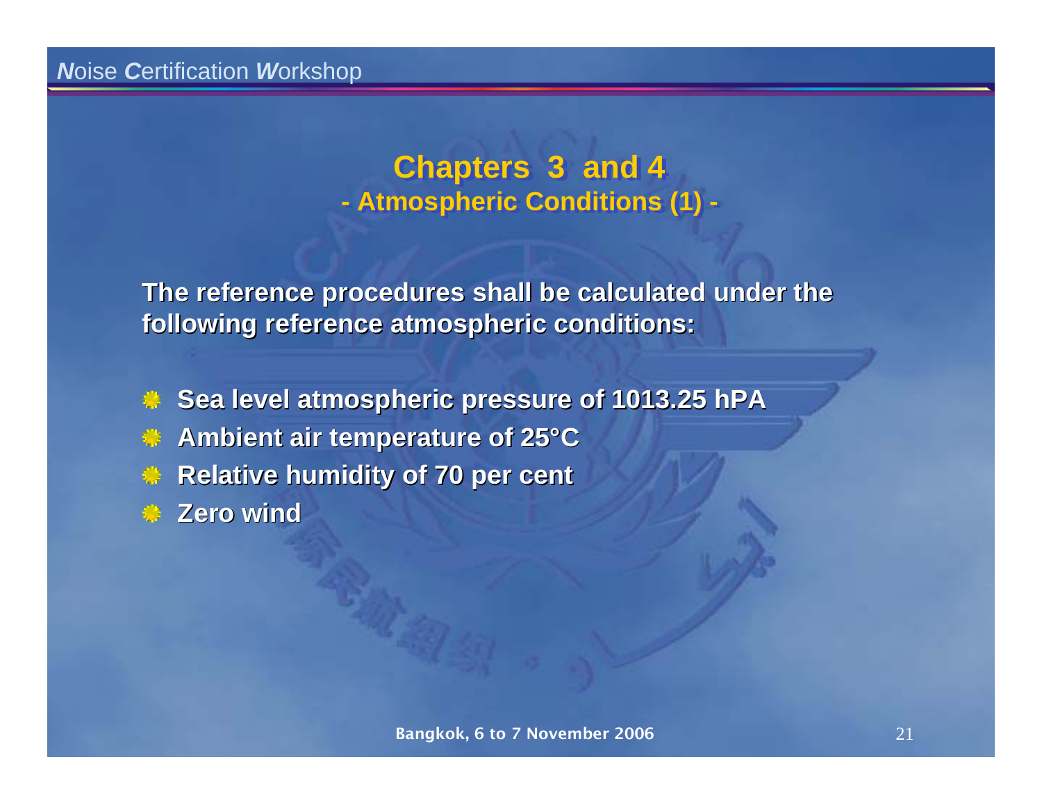## Chapters 3 and 4

### - Atmospheric Conditions (1) -

**The reference procedures shall be calculated under the following reference atmospheric conditions:**

- **Sea level atmospheric pressure of 1013.25 hPA**
- **Ambient air temperature of 25°C**
- **Relative humidity of 70 per cent**
- **Zero wind**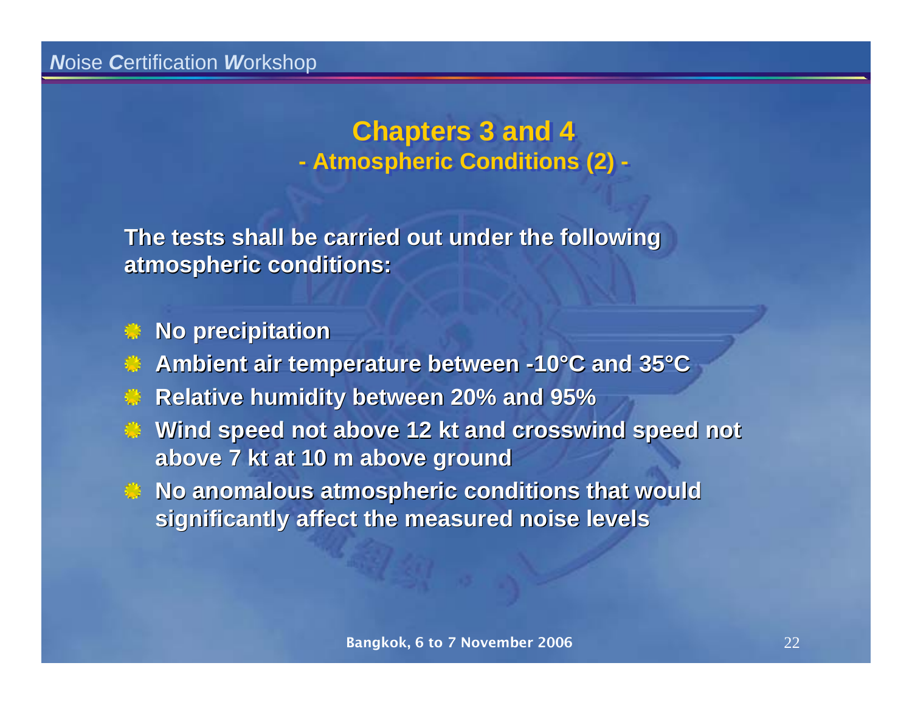## Chapters 3 and 4
### - Atmospheric Conditions (2) -

**The tests shall be carried out under the following atmospheric conditions:**

- **No precipitation**
- **Ambient air temperature between -10°C and 35°C**
- **Relative humidity between 20% and 95%**
- **Wind speed not above 12 kt and crosswind speed not above 7 kt at 10 m above ground**
- **No anomalous atmospheric conditions that would significantly affect the measured noise levels**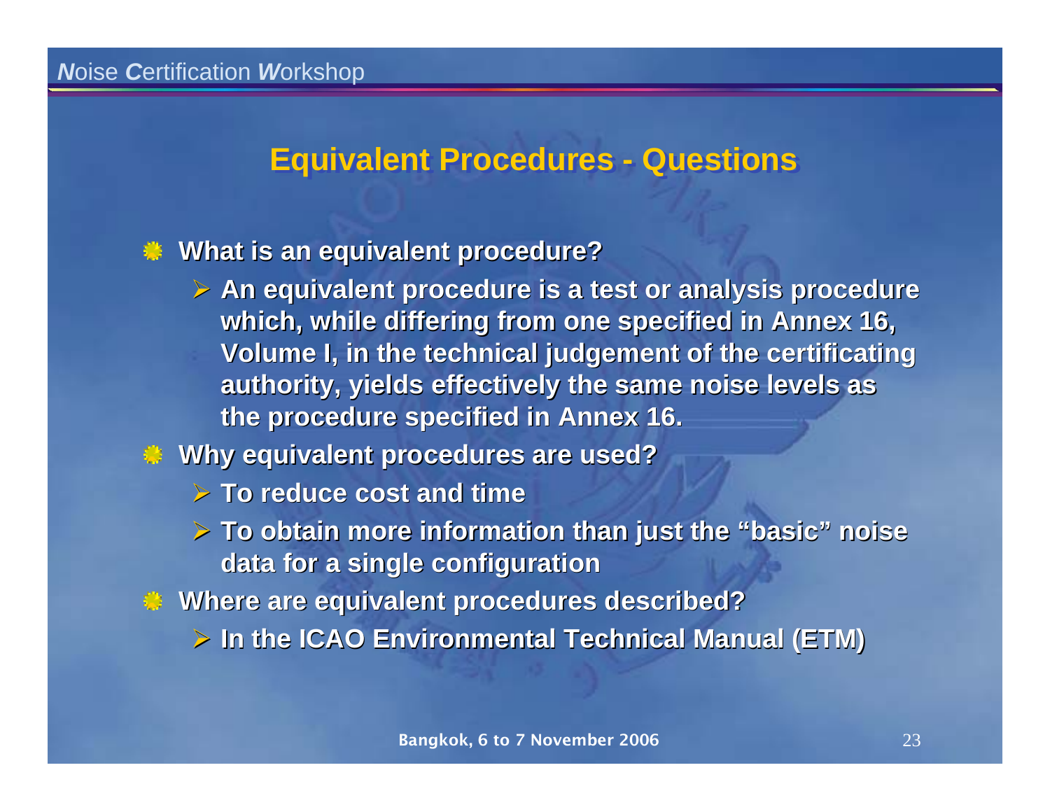## Equivalent Procedures - Questions

- **What is an equivalent procedure?**
  - **An equivalent procedure is a test or analysis procedure which, while differing from one specified in Annex 16, Volume I, in the technical judgement of the certificating authority, yields effectively the same noise levels as the procedure specified in Annex 16.**
- **Why equivalent procedures are used?**
  - **To reduce cost and time**
  - **To obtain more information than just the "basic" noise data for a single configuration**
- **Where are equivalent procedures described?**
  - **In the ICAO Environmental Technical Manual (ETM)**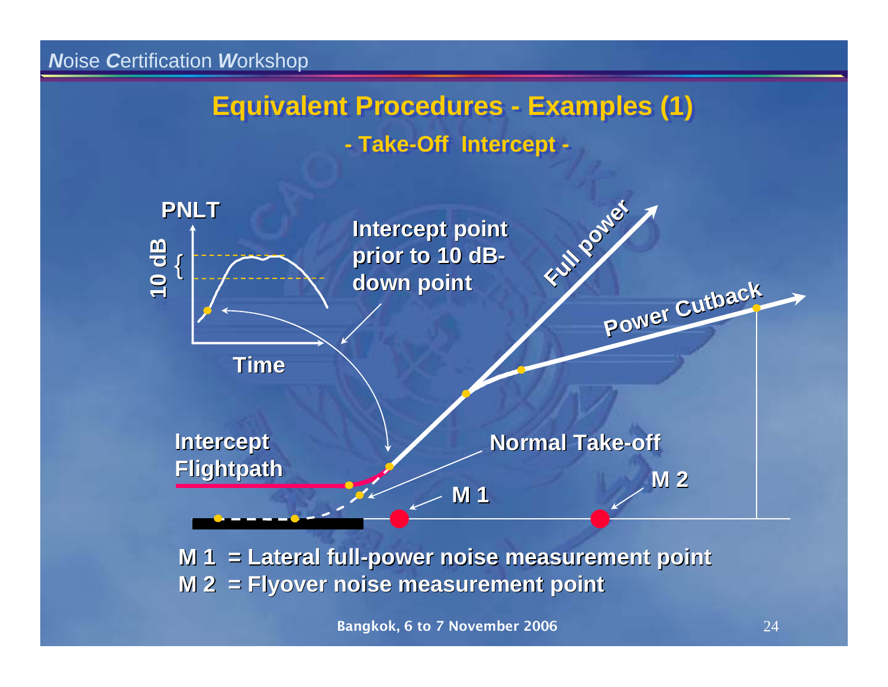# Equivalent Procedures - Examples (1)

## - Take-Off Intercept -

PNLT

10 dB

Time

Intercept point prior to 10 dB-down point

Full power

Power Cutback

Intercept Flightpath

Normal Take-off

M 1

M 2

**M 1 = Lateral full-power noise measurement point**
**M 2 = Flyover noise measurement point**

Bangkok, 6 to 7 November 2006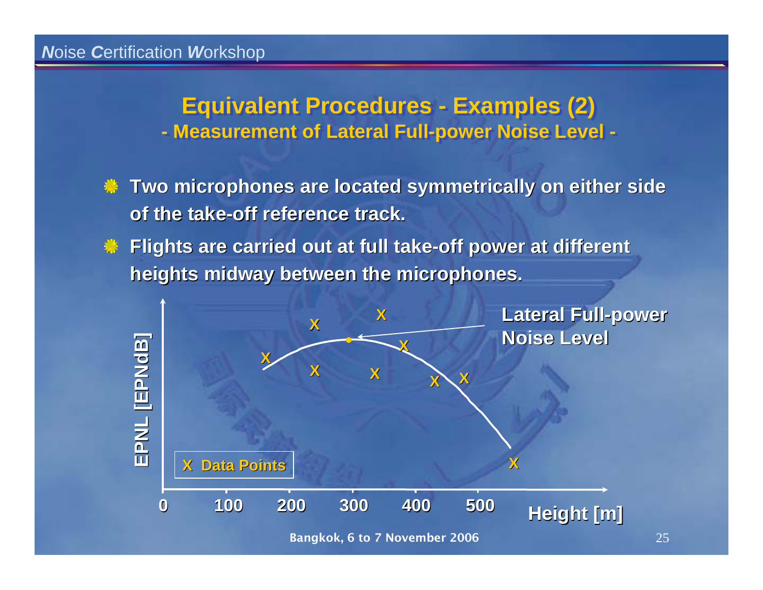## Equivalent Procedures - Examples (2)

### - Measurement of Lateral Full-power Noise Level -

- **Two microphones are located symmetrically on either side of the take-off reference track.**
- **Flights are carried out at full take-off power at different heights midway between the microphones.**

EPNL [EPNdB]

Lateral Full-power Noise Level

X Data Points

0 100 200 300 400 500 Height [m]

Bangkok, 6 to 7 November 2006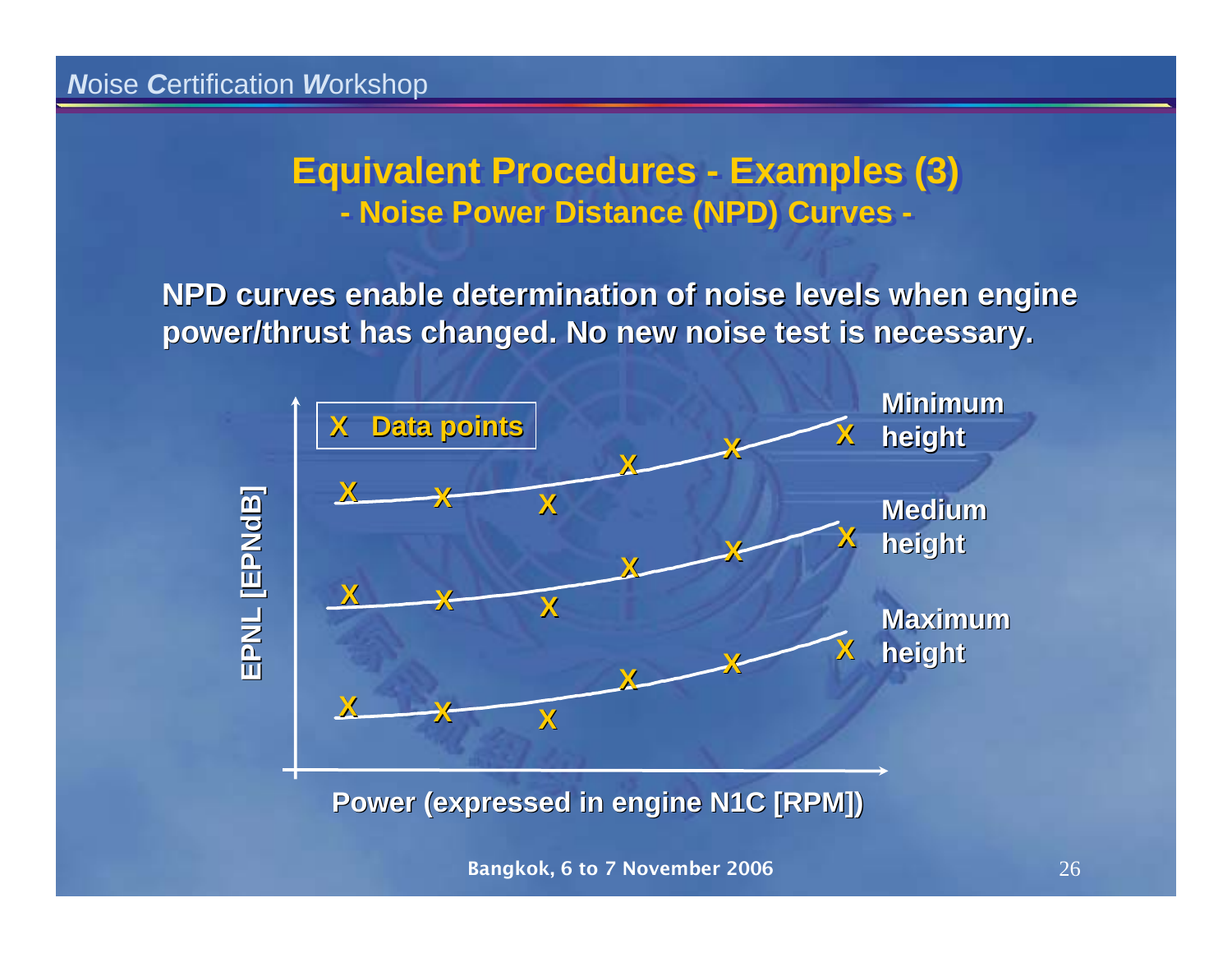## Equivalent Procedures - Examples (3)

### - Noise Power Distance (NPD) Curves -

**NPD curves enable determination of noise levels when engine power/thrust has changed. No new noise test is necessary.**

X Data points

EPNL [EPNdB]

Minimum height

Medium height

Maximum height

Power (expressed in engine N1C [RPM])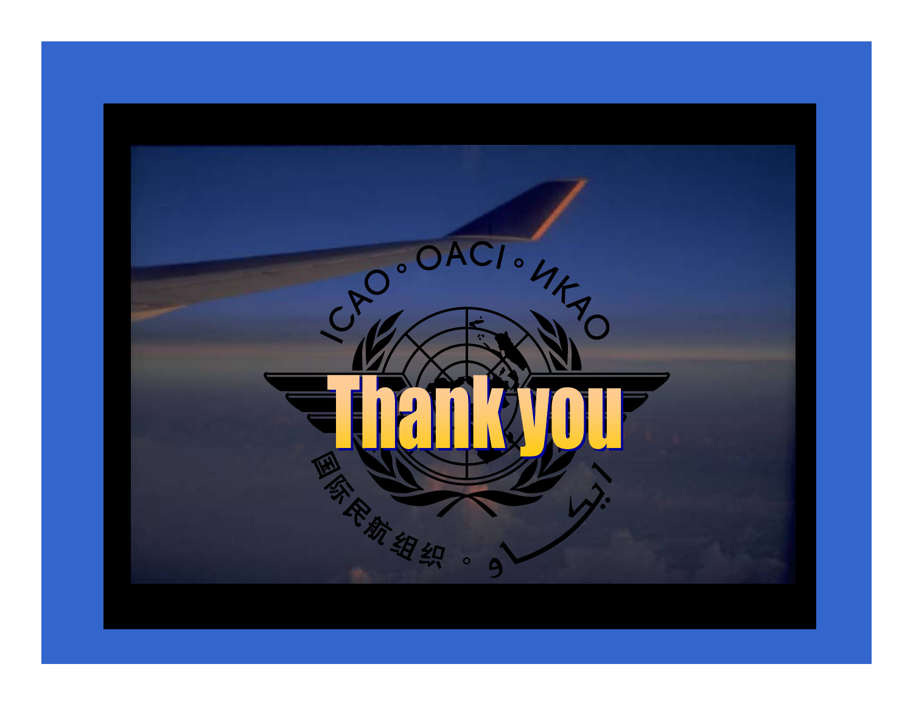# Thank you